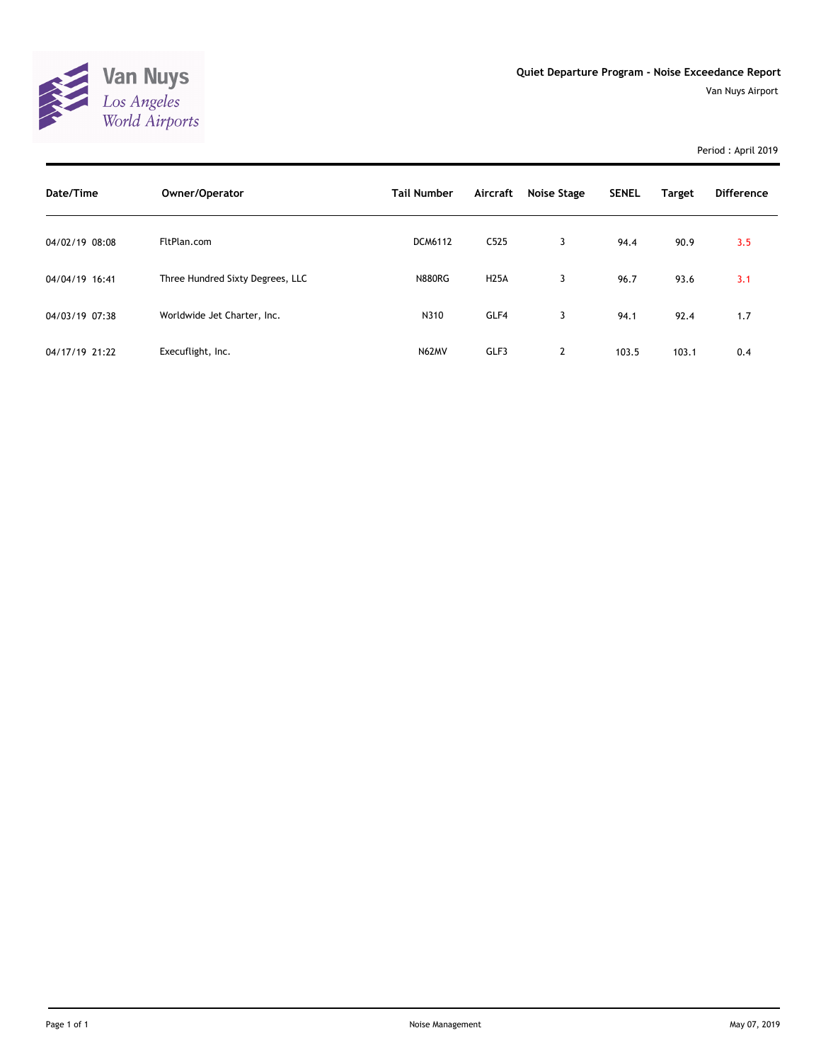Van Nuys
Los Angeles World Airports

## Quiet Departure Program - Noise Exceedance Report

Van Nuys Airport

Period : April 2019

| Date/Time | Owner/Operator | Tail Number | Aircraft | Noise Stage | SENEL | Target | Difference |
|---|---|---|---|---|---|---|---|
| 04/02/19 08:08 | FltPlan.com | DCM6112 | C525 | 3 | 94.4 | 90.9 | 3.5 |
| 04/04/19 16:41 | Three Hundred Sixty Degrees, LLC | N880RG | H25A | 3 | 96.7 | 93.6 | 3.1 |
| 04/03/19 07:38 | Worldwide Jet Charter, Inc. | N310 | GLF4 | 3 | 94.1 | 92.4 | 1.7 |
| 04/17/19 21:22 | Execuflight, Inc. | N62MV | GLF3 | 2 | 103.5 | 103.1 | 0.4 |

Noise Management

May 07, 2019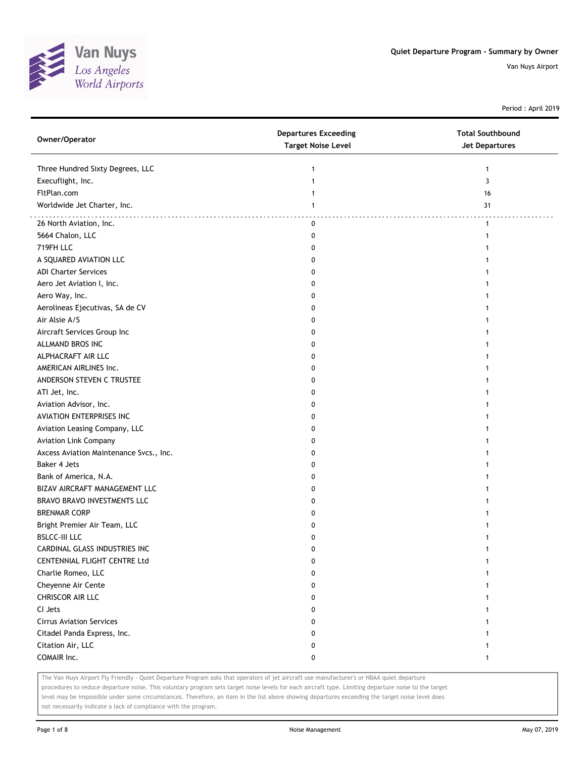Van Nuys
Los Angeles
World Airports

**Quiet Departure Program - Summary by Owner**

Van Nuys Airport

Period : April 2019

| Owner/Operator | Departures Exceeding Target Noise Level | Total Southbound Jet Departures |
|---|---|---|
| Three Hundred Sixty Degrees, LLC | 1 | 1 |
| Execuflight, Inc. | 1 | 3 |
| FltPlan.com | 1 | 16 |
| Worldwide Jet Charter, Inc. | 1 | 31 |
| 26 North Aviation, Inc. | 0 | 1 |
| 5664 Chalon, LLC | 0 | 1 |
| 719FH LLC | 0 | 1 |
| A SQUARED AVIATION LLC | 0 | 1 |
| ADI Charter Services | 0 | 1 |
| Aero Jet Aviation I, Inc. | 0 | 1 |
| Aero Way, Inc. | 0 | 1 |
| Aerolineas Ejecutivas, SA de CV | 0 | 1 |
| Air Alsie A/S | 0 | 1 |
| Aircraft Services Group Inc | 0 | 1 |
| ALLMAND BROS INC | 0 | 1 |
| ALPHACRAFT AIR LLC | 0 | 1 |
| AMERICAN AIRLINES Inc. | 0 | 1 |
| ANDERSON STEVEN C TRUSTEE | 0 | 1 |
| ATI Jet, Inc. | 0 | 1 |
| Aviation Advisor, Inc. | 0 | 1 |
| AVIATION ENTERPRISES INC | 0 | 1 |
| Aviation Leasing Company, LLC | 0 | 1 |
| Aviation Link Company | 0 | 1 |
| Axcess Aviation Maintenance Svcs., Inc. | 0 | 1 |
| Baker 4 Jets | 0 | 1 |
| Bank of America, N.A. | 0 | 1 |
| BIZAV AIRCRAFT MANAGEMENT LLC | 0 | 1 |
| BRAVO BRAVO INVESTMENTS LLC | 0 | 1 |
| BRENMAR CORP | 0 | 1 |
| Bright Premier Air Team, LLC | 0 | 1 |
| BSLCC-III LLC | 0 | 1 |
| CARDINAL GLASS INDUSTRIES INC | 0 | 1 |
| CENTENNIAL FLIGHT CENTRE Ltd | 0 | 1 |
| Charlie Romeo, LLC | 0 | 1 |
| Cheyenne Air Cente | 0 | 1 |
| CHRISCOR AIR LLC | 0 | 1 |
| CI Jets | 0 | 1 |
| Cirrus Aviation Services | 0 | 1 |
| Citadel Panda Express, Inc. | 0 | 1 |
| Citation Air, LLC | 0 | 1 |
| COMAIR Inc. | 0 | 1 |

The Van Nuys Airport Fly Friendly - Quiet Departure Program asks that operators of jet aircraft use manufacturer's or NBAA quiet departure procedures to reduce departure noise. This voluntary program sets target noise levels for each aircraft type. Limiting departure noise to the target level may be impossible under some circumstances. Therefore, an item in the list above showing departures exceeding the target noise level does not necessarily indicate a lack of compliance with the program.

Noise Management

May 07, 2019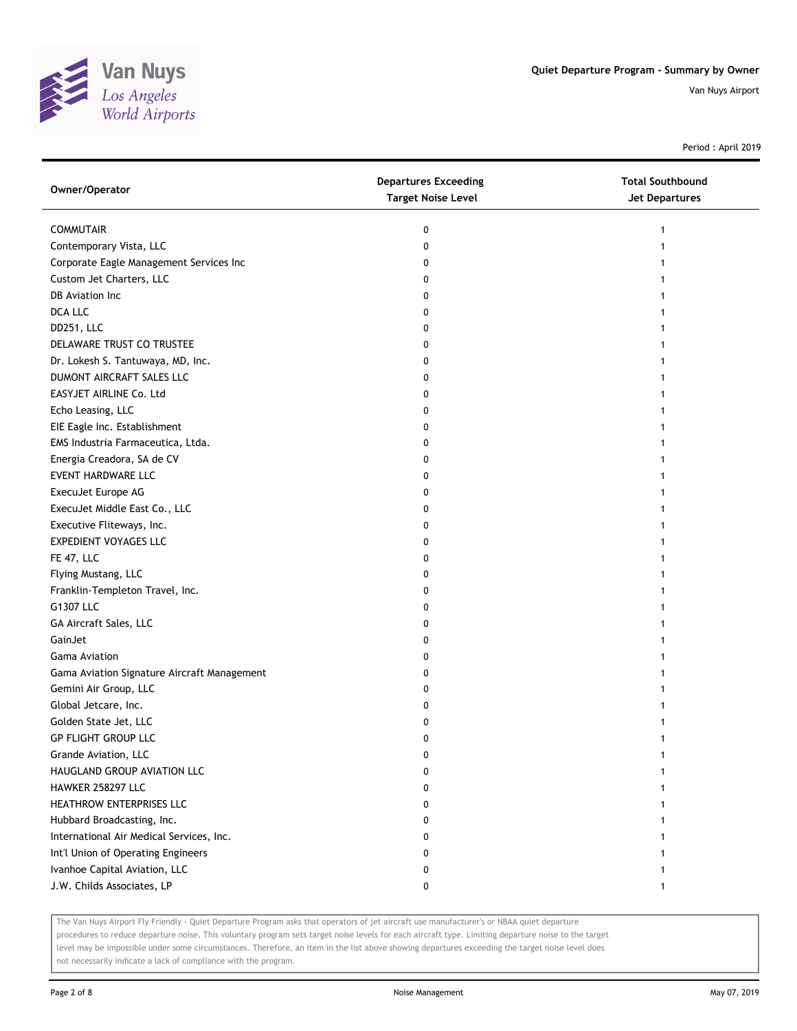Quiet Departure Program - Summary by Owner

Van Nuys Airport

Period : April 2019

| Owner/Operator | Departures Exceeding Target Noise Level | Total Southbound Jet Departures |
|---|---|---|
| COMMUTAIR | 0 | 1 |
| Contemporary Vista, LLC | 0 | 1 |
| Corporate Eagle Management Services Inc | 0 | 1 |
| Custom Jet Charters, LLC | 0 | 1 |
| DB Aviation Inc | 0 | 1 |
| DCA LLC | 0 | 1 |
| DD251, LLC | 0 | 1 |
| DELAWARE TRUST CO TRUSTEE | 0 | 1 |
| Dr. Lokesh S. Tantuwaya, MD, Inc. | 0 | 1 |
| DUMONT AIRCRAFT SALES LLC | 0 | 1 |
| EASYJET AIRLINE Co. Ltd | 0 | 1 |
| Echo Leasing, LLC | 0 | 1 |
| EIE Eagle Inc. Establishment | 0 | 1 |
| EMS Industria Farmaceutica, Ltda. | 0 | 1 |
| Energia Creadora, SA de CV | 0 | 1 |
| EVENT HARDWARE LLC | 0 | 1 |
| ExecuJet Europe AG | 0 | 1 |
| ExecuJet Middle East Co., LLC | 0 | 1 |
| Executive Fliteways, Inc. | 0 | 1 |
| EXPEDIENT VOYAGES LLC | 0 | 1 |
| FE 47, LLC | 0 | 1 |
| Flying Mustang, LLC | 0 | 1 |
| Franklin-Templeton Travel, Inc. | 0 | 1 |
| G1307 LLC | 0 | 1 |
| GA Aircraft Sales, LLC | 0 | 1 |
| GainJet | 0 | 1 |
| Gama Aviation | 0 | 1 |
| Gama Aviation Signature Aircraft Management | 0 | 1 |
| Gemini Air Group, LLC | 0 | 1 |
| Global Jetcare, Inc. | 0 | 1 |
| Golden State Jet, LLC | 0 | 1 |
| GP FLIGHT GROUP LLC | 0 | 1 |
| Grande Aviation, LLC | 0 | 1 |
| HAUGLAND GROUP AVIATION LLC | 0 | 1 |
| HAWKER 258297 LLC | 0 | 1 |
| HEATHROW ENTERPRISES LLC | 0 | 1 |
| Hubbard Broadcasting, Inc. | 0 | 1 |
| International Air Medical Services, Inc. | 0 | 1 |
| Int'l Union of Operating Engineers | 0 | 1 |
| Ivanhoe Capital Aviation, LLC | 0 | 1 |
| J.W. Childs Associates, LP | 0 | 1 |

The Van Nuys Airport Fly Friendly - Quiet Departure Program asks that operators of jet aircraft use manufacturer's or NBAA quiet departure procedures to reduce departure noise. This voluntary program sets target noise levels for each aircraft type. Limiting departure noise to the target level may be impossible under some circumstances. Therefore, an item in the list above showing departures exceeding the target noise level does not necessarily indicate a lack of compliance with the program.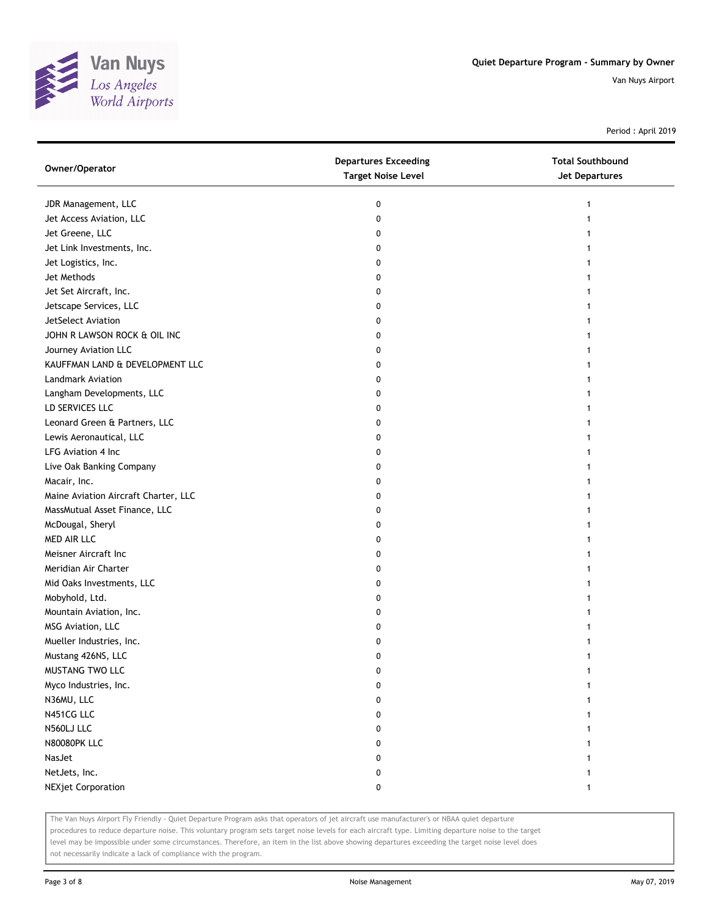Quiet Departure Program - Summary by Owner

Van Nuys Airport

Period : April 2019

| Owner/Operator | Departures Exceeding Target Noise Level | Total Southbound Jet Departures |
|---|---|---|
| JDR Management, LLC | 0 | 1 |
| Jet Access Aviation, LLC | 0 | 1 |
| Jet Greene, LLC | 0 | 1 |
| Jet Link Investments, Inc. | 0 | 1 |
| Jet Logistics, Inc. | 0 | 1 |
| Jet Methods | 0 | 1 |
| Jet Set Aircraft, Inc. | 0 | 1 |
| Jetscape Services, LLC | 0 | 1 |
| JetSelect Aviation | 0 | 1 |
| JOHN R LAWSON ROCK & OIL INC | 0 | 1 |
| Journey Aviation LLC | 0 | 1 |
| KAUFFMAN LAND & DEVELOPMENT LLC | 0 | 1 |
| Landmark Aviation | 0 | 1 |
| Langham Developments, LLC | 0 | 1 |
| LD SERVICES LLC | 0 | 1 |
| Leonard Green & Partners, LLC | 0 | 1 |
| Lewis Aeronautical, LLC | 0 | 1 |
| LFG Aviation 4 Inc | 0 | 1 |
| Live Oak Banking Company | 0 | 1 |
| Macair, Inc. | 0 | 1 |
| Maine Aviation Aircraft Charter, LLC | 0 | 1 |
| MassMutual Asset Finance, LLC | 0 | 1 |
| McDougal, Sheryl | 0 | 1 |
| MED AIR LLC | 0 | 1 |
| Meisner Aircraft Inc | 0 | 1 |
| Meridian Air Charter | 0 | 1 |
| Mid Oaks Investments, LLC | 0 | 1 |
| Mobyhold, Ltd. | 0 | 1 |
| Mountain Aviation, Inc. | 0 | 1 |
| MSG Aviation, LLC | 0 | 1 |
| Mueller Industries, Inc. | 0 | 1 |
| Mustang 426NS, LLC | 0 | 1 |
| MUSTANG TWO LLC | 0 | 1 |
| Myco Industries, Inc. | 0 | 1 |
| N36MU, LLC | 0 | 1 |
| N451CG LLC | 0 | 1 |
| N560LJ LLC | 0 | 1 |
| N80080PK LLC | 0 | 1 |
| NasJet | 0 | 1 |
| NetJets, Inc. | 0 | 1 |
| NEXjet Corporation | 0 | 1 |

The Van Nuys Airport Fly Friendly - Quiet Departure Program asks that operators of jet aircraft use manufacturer's or NBAA quiet departure procedures to reduce departure noise. This voluntary program sets target noise levels for each aircraft type. Limiting departure noise to the target level may be impossible under some circumstances. Therefore, an item in the list above showing departures exceeding the target noise level does not necessarily indicate a lack of compliance with the program.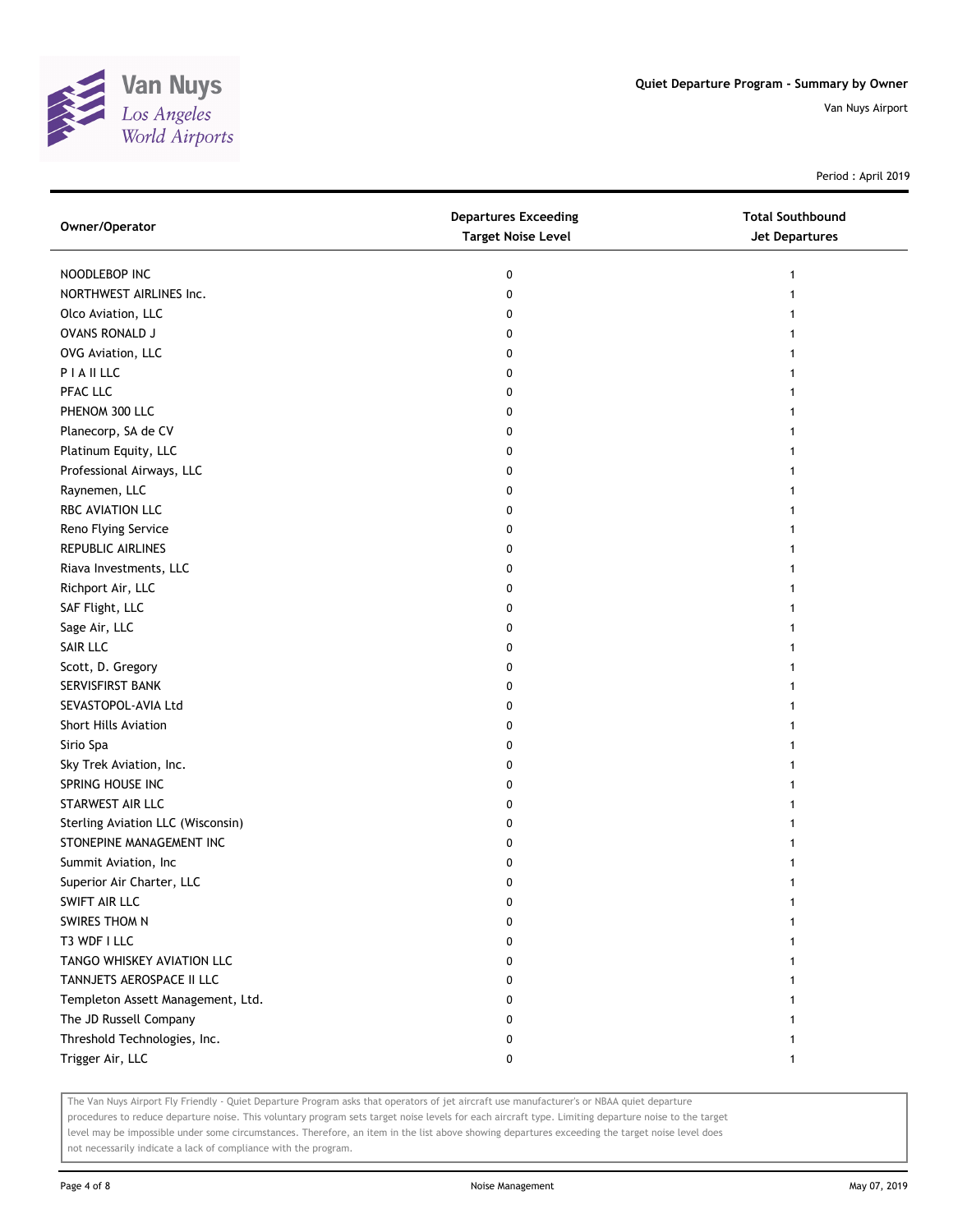# Quiet Departure Program - Summary by Owner

Van Nuys Airport

Period : April 2019

| Owner/Operator | Departures Exceeding Target Noise Level | Total Southbound Jet Departures |
|---|---|---|
| NOODLEBOP INC | 0 | 1 |
| NORTHWEST AIRLINES Inc. | 0 | 1 |
| Olco Aviation, LLC | 0 | 1 |
| OVANS RONALD J | 0 | 1 |
| OVG Aviation, LLC | 0 | 1 |
| P I A II LLC | 0 | 1 |
| PFAC LLC | 0 | 1 |
| PHENOM 300 LLC | 0 | 1 |
| Planecorp, SA de CV | 0 | 1 |
| Platinum Equity, LLC | 0 | 1 |
| Professional Airways, LLC | 0 | 1 |
| Raynemen, LLC | 0 | 1 |
| RBC AVIATION LLC | 0 | 1 |
| Reno Flying Service | 0 | 1 |
| REPUBLIC AIRLINES | 0 | 1 |
| Riava Investments, LLC | 0 | 1 |
| Richport Air, LLC | 0 | 1 |
| SAF Flight, LLC | 0 | 1 |
| Sage Air, LLC | 0 | 1 |
| SAIR LLC | 0 | 1 |
| Scott, D. Gregory | 0 | 1 |
| SERVISFIRST BANK | 0 | 1 |
| SEVASTOPOL-AVIA Ltd | 0 | 1 |
| Short Hills Aviation | 0 | 1 |
| Sirio Spa | 0 | 1 |
| Sky Trek Aviation, Inc. | 0 | 1 |
| SPRING HOUSE INC | 0 | 1 |
| STARWEST AIR LLC | 0 | 1 |
| Sterling Aviation LLC (Wisconsin) | 0 | 1 |
| STONEPINE MANAGEMENT INC | 0 | 1 |
| Summit Aviation, Inc | 0 | 1 |
| Superior Air Charter, LLC | 0 | 1 |
| SWIFT AIR LLC | 0 | 1 |
| SWIRES THOM N | 0 | 1 |
| T3 WDF I LLC | 0 | 1 |
| TANGO WHISKEY AVIATION LLC | 0 | 1 |
| TANNJETS AEROSPACE II LLC | 0 | 1 |
| Templeton Assett Management, Ltd. | 0 | 1 |
| The JD Russell Company | 0 | 1 |
| Threshold Technologies, Inc. | 0 | 1 |
| Trigger Air, LLC | 0 | 1 |

The Van Nuys Airport Fly Friendly - Quiet Departure Program asks that operators of jet aircraft use manufacturer's or NBAA quiet departure procedures to reduce departure noise. This voluntary program sets target noise levels for each aircraft type. Limiting departure noise to the target level may be impossible under some circumstances. Therefore, an item in the list above showing departures exceeding the target noise level does not necessarily indicate a lack of compliance with the program.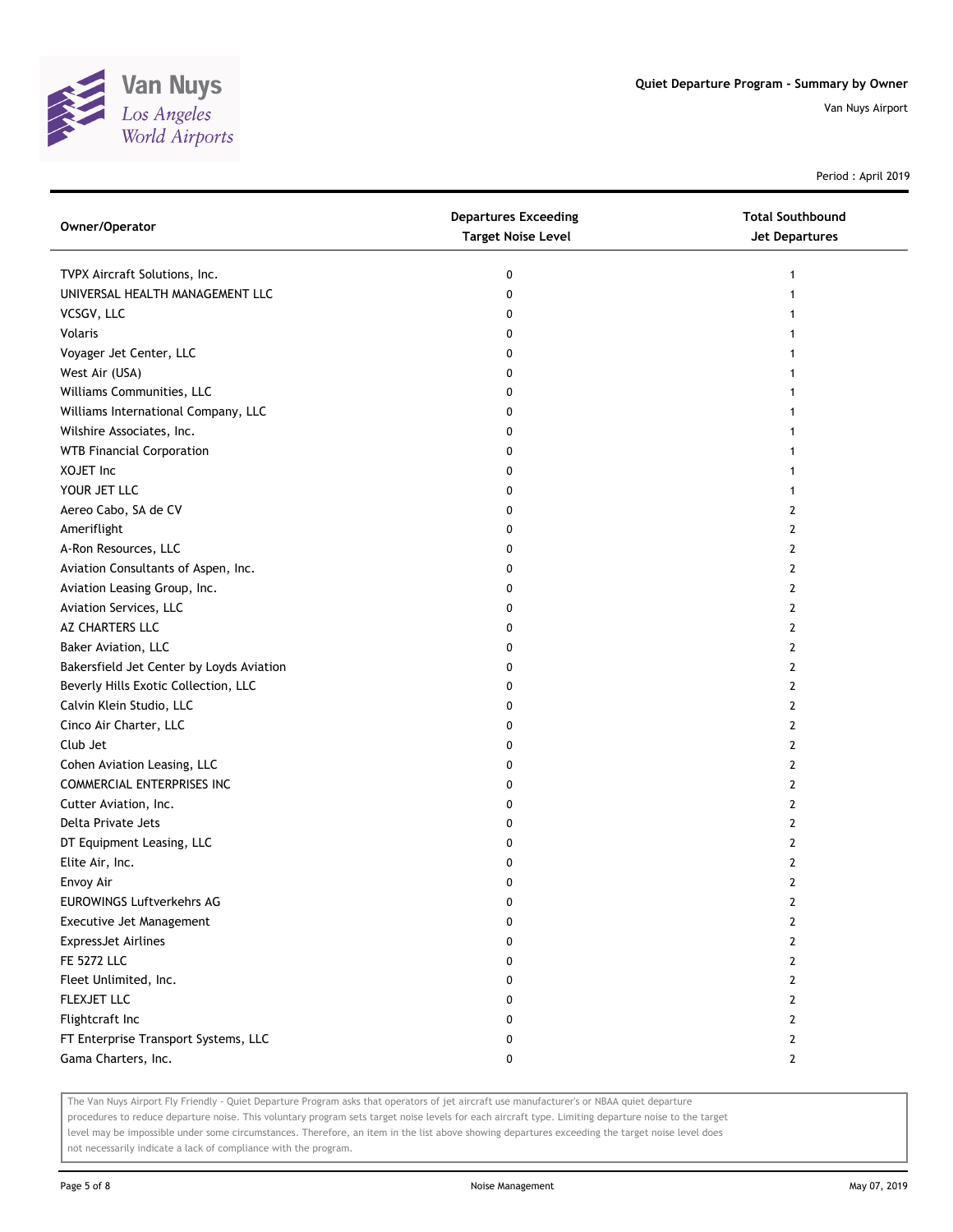# Quiet Departure Program - Summary by Owner

Van Nuys Airport

Period : April 2019

| Owner/Operator | Departures Exceeding Target Noise Level | Total Southbound Jet Departures |
|---|---|---|
| TVPX Aircraft Solutions, Inc. | 0 | 1 |
| UNIVERSAL HEALTH MANAGEMENT LLC | 0 | 1 |
| VCSGV, LLC | 0 | 1 |
| Volaris | 0 | 1 |
| Voyager Jet Center, LLC | 0 | 1 |
| West Air (USA) | 0 | 1 |
| Williams Communities, LLC | 0 | 1 |
| Williams International Company, LLC | 0 | 1 |
| Wilshire Associates, Inc. | 0 | 1 |
| WTB Financial Corporation | 0 | 1 |
| XOJET Inc | 0 | 1 |
| YOUR JET LLC | 0 | 1 |
| Aereo Cabo, SA de CV | 0 | 2 |
| Ameriflight | 0 | 2 |
| A-Ron Resources, LLC | 0 | 2 |
| Aviation Consultants of Aspen, Inc. | 0 | 2 |
| Aviation Leasing Group, Inc. | 0 | 2 |
| Aviation Services, LLC | 0 | 2 |
| AZ CHARTERS LLC | 0 | 2 |
| Baker Aviation, LLC | 0 | 2 |
| Bakersfield Jet Center by Loyds Aviation | 0 | 2 |
| Beverly Hills Exotic Collection, LLC | 0 | 2 |
| Calvin Klein Studio, LLC | 0 | 2 |
| Cinco Air Charter, LLC | 0 | 2 |
| Club Jet | 0 | 2 |
| Cohen Aviation Leasing, LLC | 0 | 2 |
| COMMERCIAL ENTERPRISES INC | 0 | 2 |
| Cutter Aviation, Inc. | 0 | 2 |
| Delta Private Jets | 0 | 2 |
| DT Equipment Leasing, LLC | 0 | 2 |
| Elite Air, Inc. | 0 | 2 |
| Envoy Air | 0 | 2 |
| EUROWINGS Luftverkehrs AG | 0 | 2 |
| Executive Jet Management | 0 | 2 |
| ExpressJet Airlines | 0 | 2 |
| FE 5272 LLC | 0 | 2 |
| Fleet Unlimited, Inc. | 0 | 2 |
| FLEXJET LLC | 0 | 2 |
| Flightcraft Inc | 0 | 2 |
| FT Enterprise Transport Systems, LLC | 0 | 2 |
| Gama Charters, Inc. | 0 | 2 |

The Van Nuys Airport Fly Friendly - Quiet Departure Program asks that operators of jet aircraft use manufacturer's or NBAA quiet departure procedures to reduce departure noise. This voluntary program sets target noise levels for each aircraft type. Limiting departure noise to the target level may be impossible under some circumstances. Therefore, an item in the list above showing departures exceeding the target noise level does not necessarily indicate a lack of compliance with the program.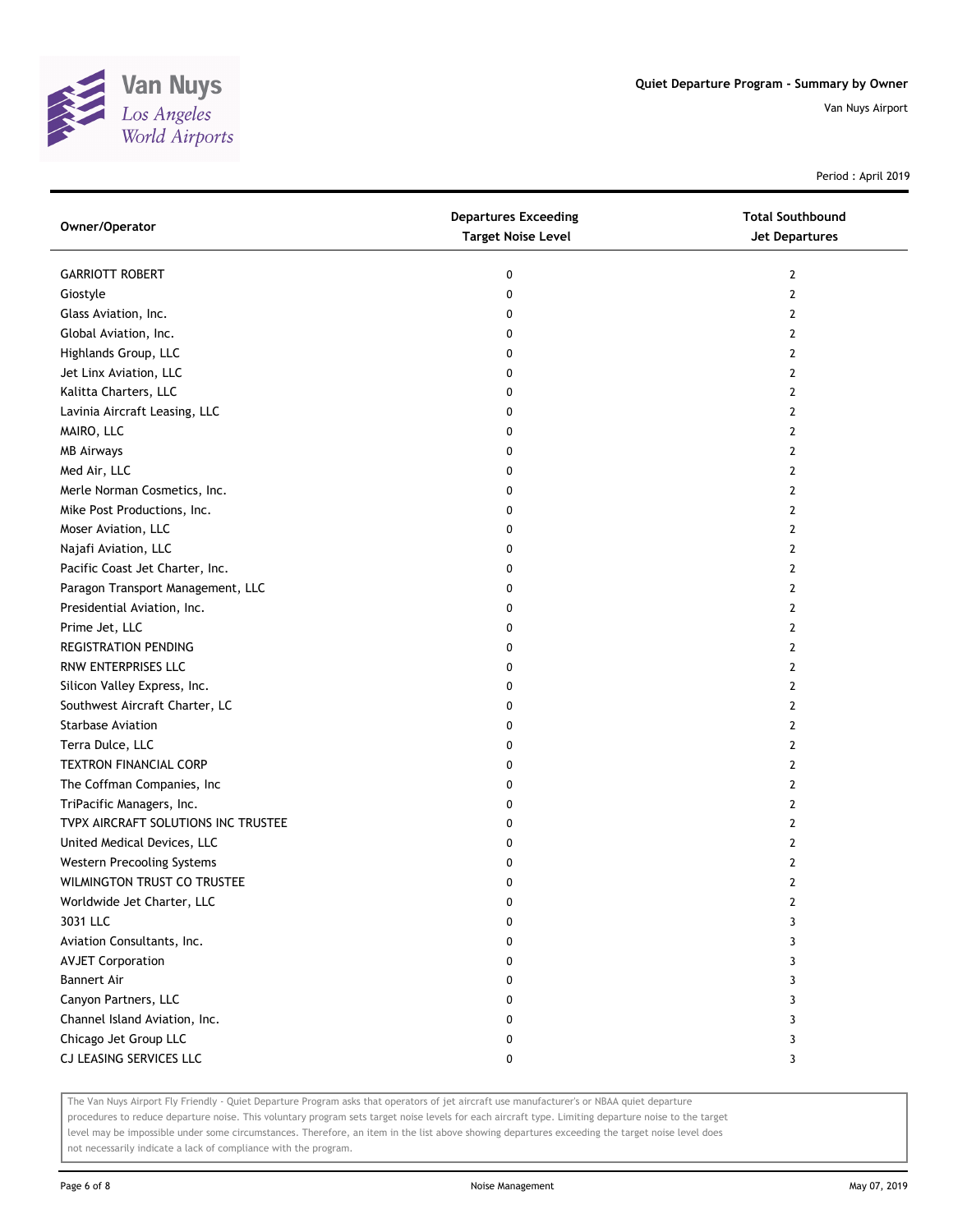Quiet Departure Program - Summary by Owner

Van Nuys Airport

Period : April 2019

| Owner/Operator | Departures Exceeding Target Noise Level | Total Southbound Jet Departures |
|---|---|---|
| GARRIOTT ROBERT | 0 | 2 |
| Giostyle | 0 | 2 |
| Glass Aviation, Inc. | 0 | 2 |
| Global Aviation, Inc. | 0 | 2 |
| Highlands Group, LLC | 0 | 2 |
| Jet Linx Aviation, LLC | 0 | 2 |
| Kalitta Charters, LLC | 0 | 2 |
| Lavinia Aircraft Leasing, LLC | 0 | 2 |
| MAIRO, LLC | 0 | 2 |
| MB Airways | 0 | 2 |
| Med Air, LLC | 0 | 2 |
| Merle Norman Cosmetics, Inc. | 0 | 2 |
| Mike Post Productions, Inc. | 0 | 2 |
| Moser Aviation, LLC | 0 | 2 |
| Najafi Aviation, LLC | 0 | 2 |
| Pacific Coast Jet Charter, Inc. | 0 | 2 |
| Paragon Transport Management, LLC | 0 | 2 |
| Presidential Aviation, Inc. | 0 | 2 |
| Prime Jet, LLC | 0 | 2 |
| REGISTRATION PENDING | 0 | 2 |
| RNW ENTERPRISES LLC | 0 | 2 |
| Silicon Valley Express, Inc. | 0 | 2 |
| Southwest Aircraft Charter, LC | 0 | 2 |
| Starbase Aviation | 0 | 2 |
| Terra Dulce, LLC | 0 | 2 |
| TEXTRON FINANCIAL CORP | 0 | 2 |
| The Coffman Companies, Inc | 0 | 2 |
| TriPacific Managers, Inc. | 0 | 2 |
| TVPX AIRCRAFT SOLUTIONS INC TRUSTEE | 0 | 2 |
| United Medical Devices, LLC | 0 | 2 |
| Western Precooling Systems | 0 | 2 |
| WILMINGTON TRUST CO TRUSTEE | 0 | 2 |
| Worldwide Jet Charter, LLC | 0 | 2 |
| 3031 LLC | 0 | 3 |
| Aviation Consultants, Inc. | 0 | 3 |
| AVJET Corporation | 0 | 3 |
| Bannert Air | 0 | 3 |
| Canyon Partners, LLC | 0 | 3 |
| Channel Island Aviation, Inc. | 0 | 3 |
| Chicago Jet Group LLC | 0 | 3 |
| CJ LEASING SERVICES LLC | 0 | 3 |

The Van Nuys Airport Fly Friendly - Quiet Departure Program asks that operators of jet aircraft use manufacturer's or NBAA quiet departure procedures to reduce departure noise. This voluntary program sets target noise levels for each aircraft type. Limiting departure noise to the target level may be impossible under some circumstances. Therefore, an item in the list above showing departures exceeding the target noise level does not necessarily indicate a lack of compliance with the program.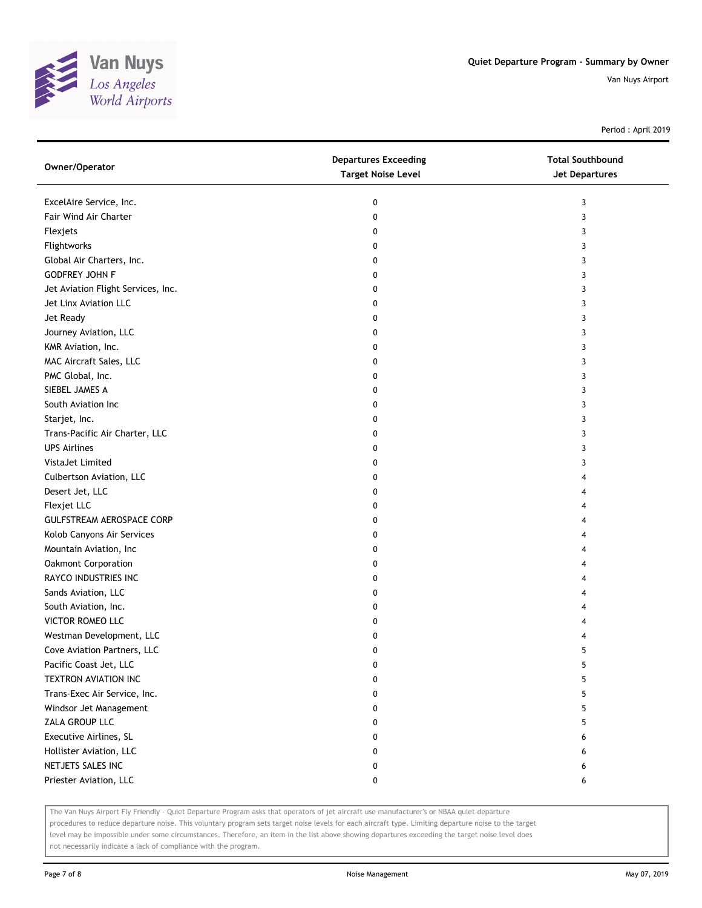# Quiet Departure Program - Summary by Owner

Van Nuys Airport

Period : April 2019

| Owner/Operator | Departures Exceeding Target Noise Level | Total Southbound Jet Departures |
|---|---|---|
| ExcelAire Service, Inc. | 0 | 3 |
| Fair Wind Air Charter | 0 | 3 |
| Flexjets | 0 | 3 |
| Flightworks | 0 | 3 |
| Global Air Charters, Inc. | 0 | 3 |
| GODFREY JOHN F | 0 | 3 |
| Jet Aviation Flight Services, Inc. | 0 | 3 |
| Jet Linx Aviation LLC | 0 | 3 |
| Jet Ready | 0 | 3 |
| Journey Aviation, LLC | 0 | 3 |
| KMR Aviation, Inc. | 0 | 3 |
| MAC Aircraft Sales, LLC | 0 | 3 |
| PMC Global, Inc. | 0 | 3 |
| SIEBEL JAMES A | 0 | 3 |
| South Aviation Inc | 0 | 3 |
| Starjet, Inc. | 0 | 3 |
| Trans-Pacific Air Charter, LLC | 0 | 3 |
| UPS Airlines | 0 | 3 |
| VistaJet Limited | 0 | 3 |
| Culbertson Aviation, LLC | 0 | 4 |
| Desert Jet, LLC | 0 | 4 |
| Flexjet LLC | 0 | 4 |
| GULFSTREAM AEROSPACE CORP | 0 | 4 |
| Kolob Canyons Air Services | 0 | 4 |
| Mountain Aviation, Inc | 0 | 4 |
| Oakmont Corporation | 0 | 4 |
| RAYCO INDUSTRIES INC | 0 | 4 |
| Sands Aviation, LLC | 0 | 4 |
| South Aviation, Inc. | 0 | 4 |
| VICTOR ROMEO LLC | 0 | 4 |
| Westman Development, LLC | 0 | 4 |
| Cove Aviation Partners, LLC | 0 | 5 |
| Pacific Coast Jet, LLC | 0 | 5 |
| TEXTRON AVIATION INC | 0 | 5 |
| Trans-Exec Air Service, Inc. | 0 | 5 |
| Windsor Jet Management | 0 | 5 |
| ZALA GROUP LLC | 0 | 5 |
| Executive Airlines, SL | 0 | 6 |
| Hollister Aviation, LLC | 0 | 6 |
| NETJETS SALES INC | 0 | 6 |
| Priester Aviation, LLC | 0 | 6 |

The Van Nuys Airport Fly Friendly - Quiet Departure Program asks that operators of jet aircraft use manufacturer's or NBAA quiet departure procedures to reduce departure noise. This voluntary program sets target noise levels for each aircraft type. Limiting departure noise to the target level may be impossible under some circumstances. Therefore, an item in the list above showing departures exceeding the target noise level does not necessarily indicate a lack of compliance with the program.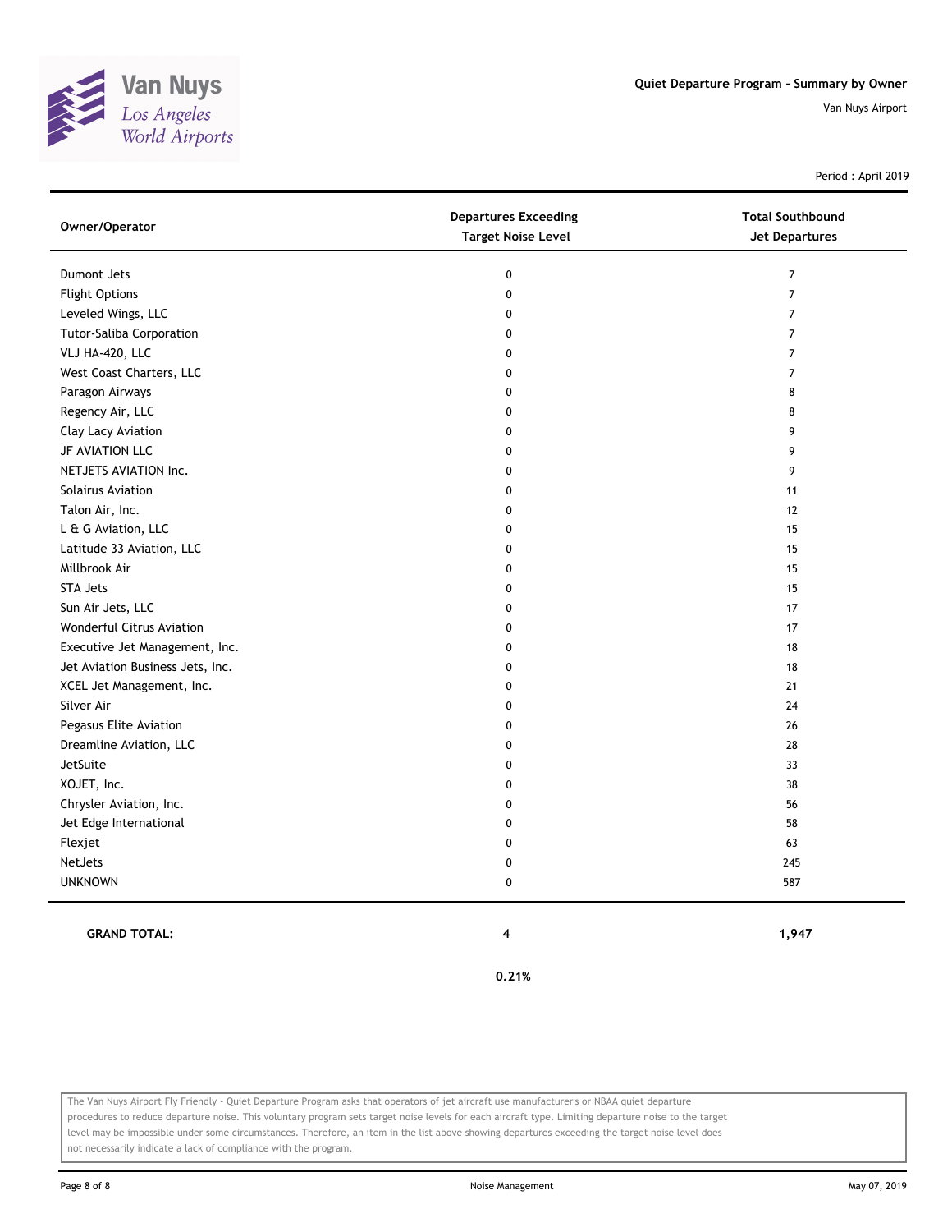Van Nuys
Los Angeles
World Airports

**Quiet Departure Program - Summary by Owner**

Van Nuys Airport

Period : April 2019

| Owner/Operator | Departures Exceeding Target Noise Level | Total Southbound Jet Departures |
|---|---|---|
| Dumont Jets | 0 | 7 |
| Flight Options | 0 | 7 |
| Leveled Wings, LLC | 0 | 7 |
| Tutor-Saliba Corporation | 0 | 7 |
| VLJ HA-420, LLC | 0 | 7 |
| West Coast Charters, LLC | 0 | 7 |
| Paragon Airways | 0 | 8 |
| Regency Air, LLC | 0 | 8 |
| Clay Lacy Aviation | 0 | 9 |
| JF AVIATION LLC | 0 | 9 |
| NETJETS AVIATION Inc. | 0 | 9 |
| Solairus Aviation | 0 | 11 |
| Talon Air, Inc. | 0 | 12 |
| L & G Aviation, LLC | 0 | 15 |
| Latitude 33 Aviation, LLC | 0 | 15 |
| Millbrook Air | 0 | 15 |
| STA Jets | 0 | 15 |
| Sun Air Jets, LLC | 0 | 17 |
| Wonderful Citrus Aviation | 0 | 17 |
| Executive Jet Management, Inc. | 0 | 18 |
| Jet Aviation Business Jets, Inc. | 0 | 18 |
| XCEL Jet Management, Inc. | 0 | 21 |
| Silver Air | 0 | 24 |
| Pegasus Elite Aviation | 0 | 26 |
| Dreamline Aviation, LLC | 0 | 28 |
| JetSuite | 0 | 33 |
| XOJET, Inc. | 0 | 38 |
| Chrysler Aviation, Inc. | 0 | 56 |
| Jet Edge International | 0 | 58 |
| Flexjet | 0 | 63 |
| NetJets | 0 | 245 |
| UNKNOWN | 0 | 587 |
| **GRAND TOTAL:** | **4** | **1,947** |
| | **0.21%** | |

The Van Nuys Airport Fly Friendly - Quiet Departure Program asks that operators of jet aircraft use manufacturer's or NBAA quiet departure procedures to reduce departure noise. This voluntary program sets target noise levels for each aircraft type. Limiting departure noise to the target level may be impossible under some circumstances. Therefore, an item in the list above showing departures exceeding the target noise level does not necessarily indicate a lack of compliance with the program.

Noise Management

May 07, 2019